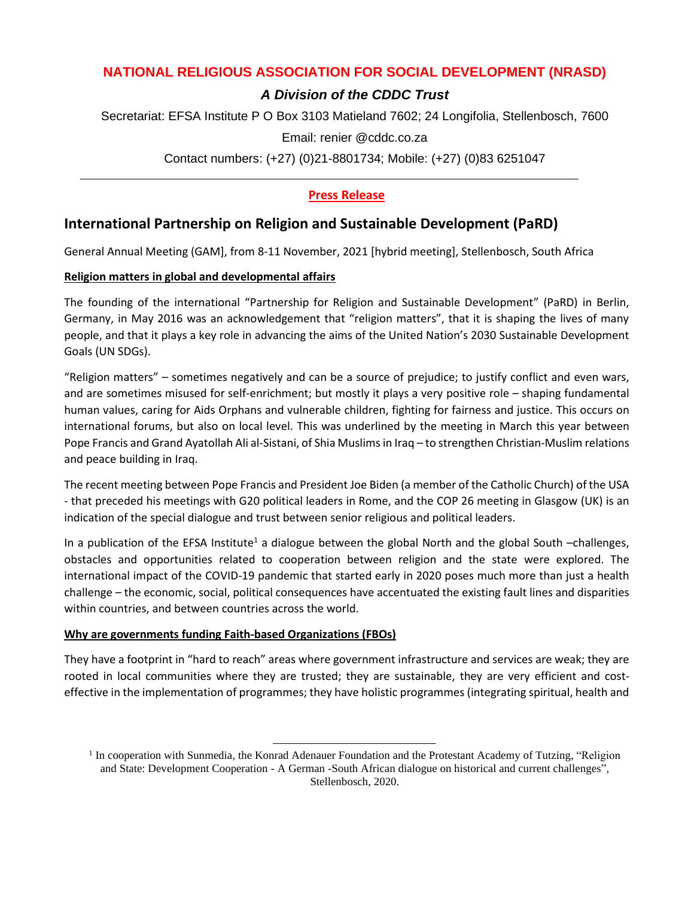**NATIONAL RELIGIOUS ASSOCIATION FOR SOCIAL DEVELOPMENT (NRASD)**

***A Division of the CDDC Trust***

Secretariat: EFSA Institute P O Box 3103 Matieland 7602; 24 Longifolia, Stellenbosch, 7600

Email: renier @cddc.co.za

Contact numbers: (+27) (0)21-8801734; Mobile: (+27) (0)83 6251047

---

**Press Release**

## International Partnership on Religion and Sustainable Development (PaRD)

General Annual Meeting (GAM], from 8-11 November, 2021 [hybrid meeting], Stellenbosch, South Africa

### Religion matters in global and developmental affairs

The founding of the international "Partnership for Religion and Sustainable Development" (PaRD) in Berlin, Germany, in May 2016 was an acknowledgement that "religion matters", that it is shaping the lives of many people, and that it plays a key role in advancing the aims of the United Nation's 2030 Sustainable Development Goals (UN SDGs).

"Religion matters" – sometimes negatively and can be a source of prejudice; to justify conflict and even wars, and are sometimes misused for self-enrichment; but mostly it plays a very positive role – shaping fundamental human values, caring for Aids Orphans and vulnerable children, fighting for fairness and justice. This occurs on international forums, but also on local level. This was underlined by the meeting in March this year between Pope Francis and Grand Ayatollah Ali al-Sistani, of Shia Muslims in Iraq – to strengthen Christian-Muslim relations and peace building in Iraq.

The recent meeting between Pope Francis and President Joe Biden (a member of the Catholic Church) of the USA - that preceded his meetings with G20 political leaders in Rome, and the COP 26 meeting in Glasgow (UK) is an indication of the special dialogue and trust between senior religious and political leaders.

In a publication of the EFSA Institute[1] a dialogue between the global North and the global South –challenges, obstacles and opportunities related to cooperation between religion and the state were explored. The international impact of the COVID-19 pandemic that started early in 2020 poses much more than just a health challenge – the economic, social, political consequences have accentuated the existing fault lines and disparities within countries, and between countries across the world.

### Why are governments funding Faith-based Organizations (FBOs)

They have a footprint in "hard to reach" areas where government infrastructure and services are weak; they are rooted in local communities where they are trusted; they are sustainable, they are very efficient and cost-effective in the implementation of programmes; they have holistic programmes (integrating spiritual, health and

---

[1] In cooperation with Sunmedia, the Konrad Adenauer Foundation and the Protestant Academy of Tutzing, "Religion and State: Development Cooperation - A German -South African dialogue on historical and current challenges", Stellenbosch, 2020.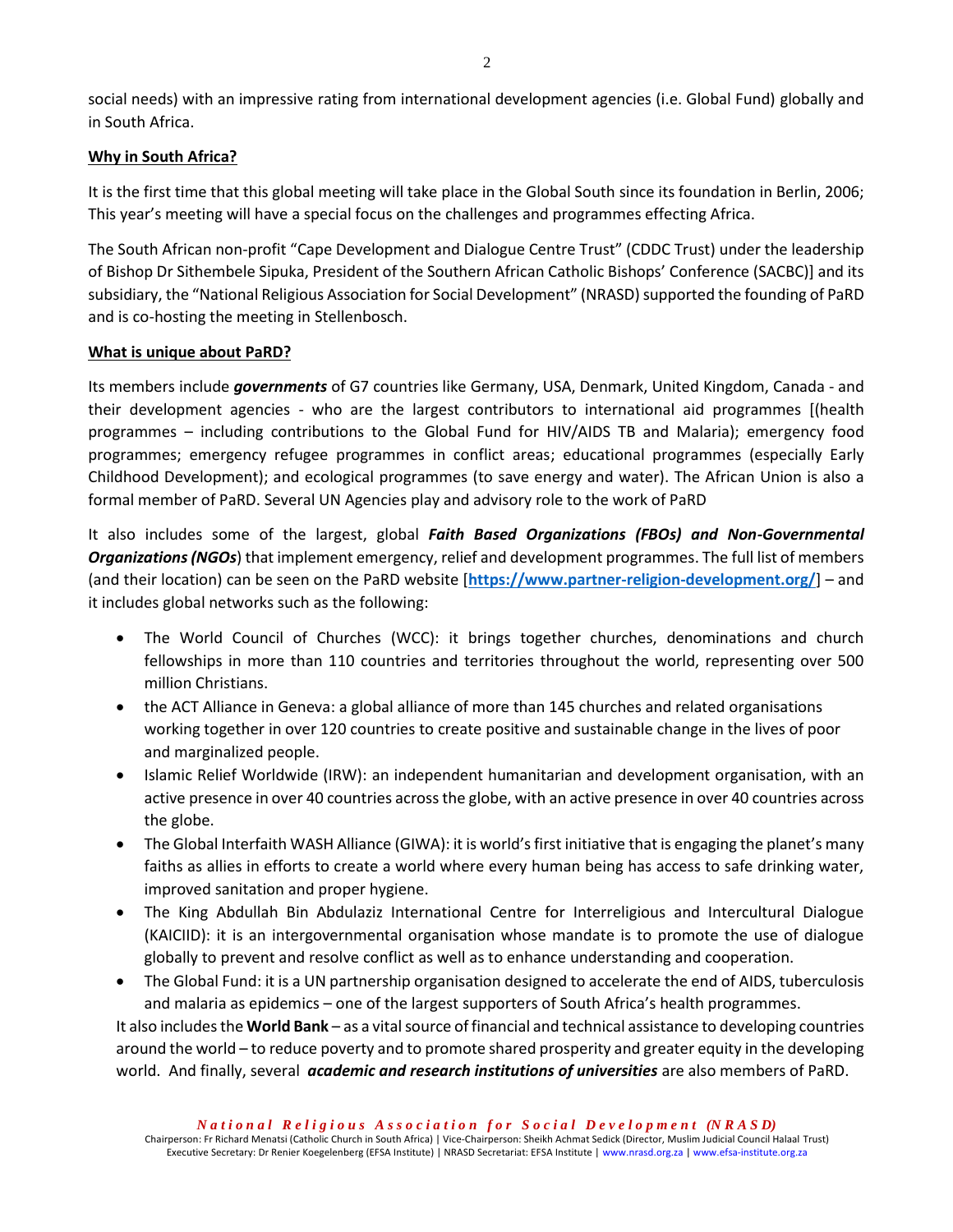social needs) with an impressive rating from international development agencies (i.e. Global Fund) globally and in South Africa.

**Why in South Africa?**

It is the first time that this global meeting will take place in the Global South since its foundation in Berlin, 2006; This year's meeting will have a special focus on the challenges and programmes effecting Africa.

The South African non-profit "Cape Development and Dialogue Centre Trust" (CDDC Trust) under the leadership of Bishop Dr Sithembele Sipuka, President of the Southern African Catholic Bishops' Conference (SACBC)] and its subsidiary, the "National Religious Association for Social Development" (NRASD) supported the founding of PaRD and is co-hosting the meeting in Stellenbosch.

**What is unique about PaRD?**

Its members include ***governments*** of G7 countries like Germany, USA, Denmark, United Kingdom, Canada - and their development agencies - who are the largest contributors to international aid programmes [(health programmes – including contributions to the Global Fund for HIV/AIDS TB and Malaria); emergency food programmes; emergency refugee programmes in conflict areas; educational programmes (especially Early Childhood Development); and ecological programmes (to save energy and water). The African Union is also a formal member of PaRD. Several UN Agencies play and advisory role to the work of PaRD

It also includes some of the largest, global ***Faith Based Organizations (FBOs) and Non-Governmental Organizations (NGOs***) that implement emergency, relief and development programmes. The full list of members (and their location) can be seen on the PaRD website [**https://www.partner-religion-development.org/**] – and it includes global networks such as the following:

- The World Council of Churches (WCC): it brings together churches, denominations and church fellowships in more than 110 countries and territories throughout the world, representing over 500 million Christians.
- the ACT Alliance in Geneva: a global alliance of more than 145 churches and related organisations working together in over 120 countries to create positive and sustainable change in the lives of poor and marginalized people.
- Islamic Relief Worldwide (IRW): an independent humanitarian and development organisation, with an active presence in over 40 countries across the globe, with an active presence in over 40 countries across the globe.
- The Global Interfaith WASH Alliance (GIWA): it is world's first initiative that is engaging the planet's many faiths as allies in efforts to create a world where every human being has access to safe drinking water, improved sanitation and proper hygiene.
- The King Abdullah Bin Abdulaziz International Centre for Interreligious and Intercultural Dialogue (KAICIID): it is an intergovernmental organisation whose mandate is to promote the use of dialogue globally to prevent and resolve conflict as well as to enhance understanding and cooperation.
- The Global Fund: it is a UN partnership organisation designed to accelerate the end of AIDS, tuberculosis and malaria as epidemics – one of the largest supporters of South Africa's health programmes.

It also includes the **World Bank** – as a vital source of financial and technical assistance to developing countries around the world – to reduce poverty and to promote shared prosperity and greater equity in the developing world. And finally, several ***academic and research institutions of universities*** are also members of PaRD.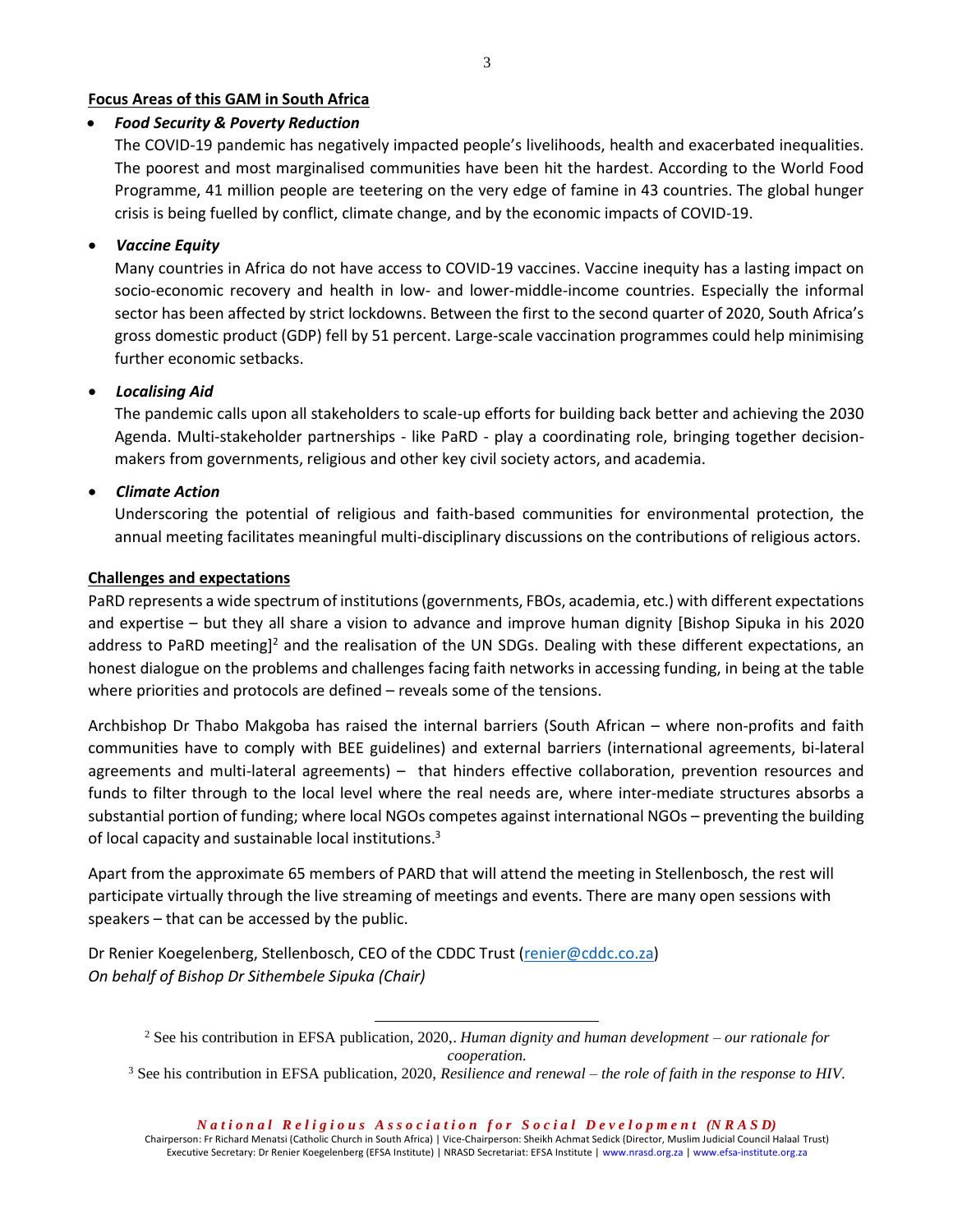**Focus Areas of this GAM in South Africa**

- ***Food Security & Poverty Reduction***

  The COVID-19 pandemic has negatively impacted people's livelihoods, health and exacerbated inequalities. The poorest and most marginalised communities have been hit the hardest. According to the World Food Programme, 41 million people are teetering on the very edge of famine in 43 countries. The global hunger crisis is being fuelled by conflict, climate change, and by the economic impacts of COVID-19.

- ***Vaccine Equity***

  Many countries in Africa do not have access to COVID-19 vaccines. Vaccine inequity has a lasting impact on socio-economic recovery and health in low- and lower-middle-income countries. Especially the informal sector has been affected by strict lockdowns. Between the first to the second quarter of 2020, South Africa's gross domestic product (GDP) fell by 51 percent. Large-scale vaccination programmes could help minimising further economic setbacks.

- ***Localising Aid***

  The pandemic calls upon all stakeholders to scale-up efforts for building back better and achieving the 2030 Agenda. Multi-stakeholder partnerships - like PaRD - play a coordinating role, bringing together decision-makers from governments, religious and other key civil society actors, and academia.

- ***Climate Action***

  Underscoring the potential of religious and faith-based communities for environmental protection, the annual meeting facilitates meaningful multi-disciplinary discussions on the contributions of religious actors.

**Challenges and expectations**

PaRD represents a wide spectrum of institutions (governments, FBOs, academia, etc.) with different expectations and expertise – but they all share a vision to advance and improve human dignity [Bishop Sipuka in his 2020 address to PaRD meeting][2] and the realisation of the UN SDGs. Dealing with these different expectations, an honest dialogue on the problems and challenges facing faith networks in accessing funding, in being at the table where priorities and protocols are defined – reveals some of the tensions.

Archbishop Dr Thabo Makgoba has raised the internal barriers (South African – where non-profits and faith communities have to comply with BEE guidelines) and external barriers (international agreements, bi-lateral agreements and multi-lateral agreements) – that hinders effective collaboration, prevention resources and funds to filter through to the local level where the real needs are, where inter-mediate structures absorbs a substantial portion of funding; where local NGOs competes against international NGOs – preventing the building of local capacity and sustainable local institutions.[3]

Apart from the approximate 65 members of PARD that will attend the meeting in Stellenbosch, the rest will participate virtually through the live streaming of meetings and events. There are many open sessions with speakers – that can be accessed by the public.

Dr Renier Koegelenberg, Stellenbosch, CEO of the CDDC Trust (renier@cddc.co.za)
*On behalf of Bishop Dr Sithembele Sipuka (Chair)*

---

[2] See his contribution in EFSA publication, 2020,. *Human dignity and human development – our rationale for cooperation.*

[3] See his contribution in EFSA publication, 2020, *Resilience and renewal – the role of faith in the response to HIV.*

***National Religious Association for Social Development (NRASD)***
Chairperson: Fr Richard Menatsi (Catholic Church in South Africa) | Vice-Chairperson: Sheikh Achmat Sedick (Director, Muslim Judicial Council Halaal Trust)
Executive Secretary: Dr Renier Koegelenberg (EFSA Institute) | NRASD Secretariat: EFSA Institute | www.nrasd.org.za | www.efsa-institute.org.za